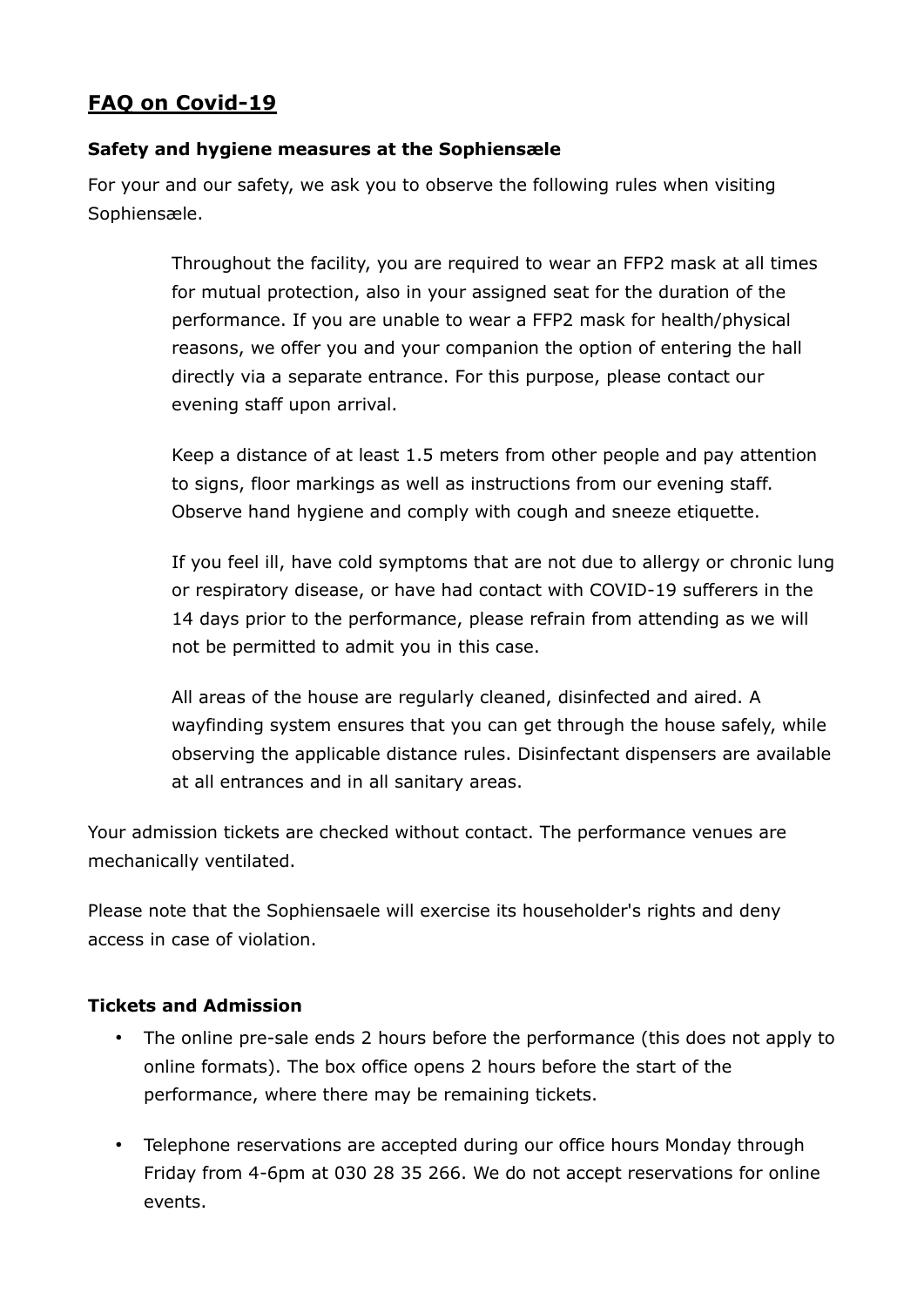# FAQ on Covid-19

### Safety and hygiene measures at the Sophiensæle

For your and our safety, we ask you to observe the following rules when visiting Sophiensæle.

> Throughout the facility, you are required to wear an FFP2 mask at all times for mutual protection, also in your assigned seat for the duration of the performance. If you are unable to wear a FFP2 mask for health/physical reasons, we offer you and your companion the option of entering the hall directly via a separate entrance. For this purpose, please contact our evening staff upon arrival.
>
> Keep a distance of at least 1.5 meters from other people and pay attention to signs, floor markings as well as instructions from our evening staff. Observe hand hygiene and comply with cough and sneeze etiquette.
>
> If you feel ill, have cold symptoms that are not due to allergy or chronic lung or respiratory disease, or have had contact with COVID-19 sufferers in the 14 days prior to the performance, please refrain from attending as we will not be permitted to admit you in this case.
>
> All areas of the house are regularly cleaned, disinfected and aired. A wayfinding system ensures that you can get through the house safely, while observing the applicable distance rules. Disinfectant dispensers are available at all entrances and in all sanitary areas.

Your admission tickets are checked without contact. The performance venues are mechanically ventilated.

Please note that the Sophiensaele will exercise its householder's rights and deny access in case of violation.

### Tickets and Admission

- The online pre-sale ends 2 hours before the performance (this does not apply to online formats). The box office opens 2 hours before the start of the performance, where there may be remaining tickets.
- Telephone reservations are accepted during our office hours Monday through Friday from 4-6pm at 030 28 35 266. We do not accept reservations for online events.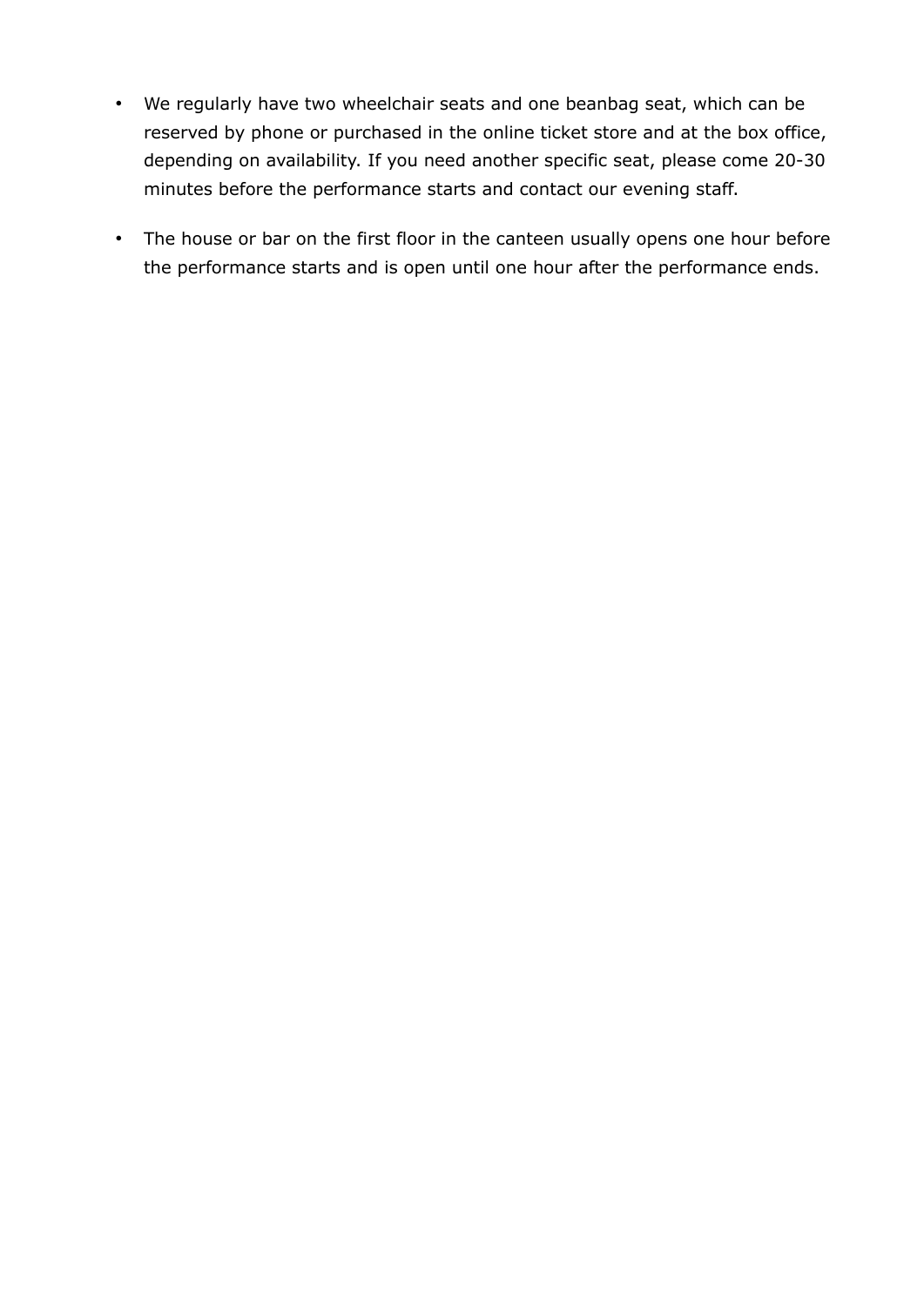- We regularly have two wheelchair seats and one beanbag seat, which can be reserved by phone or purchased in the online ticket store and at the box office, depending on availability. If you need another specific seat, please come 20-30 minutes before the performance starts and contact our evening staff.
- The house or bar on the first floor in the canteen usually opens one hour before the performance starts and is open until one hour after the performance ends.